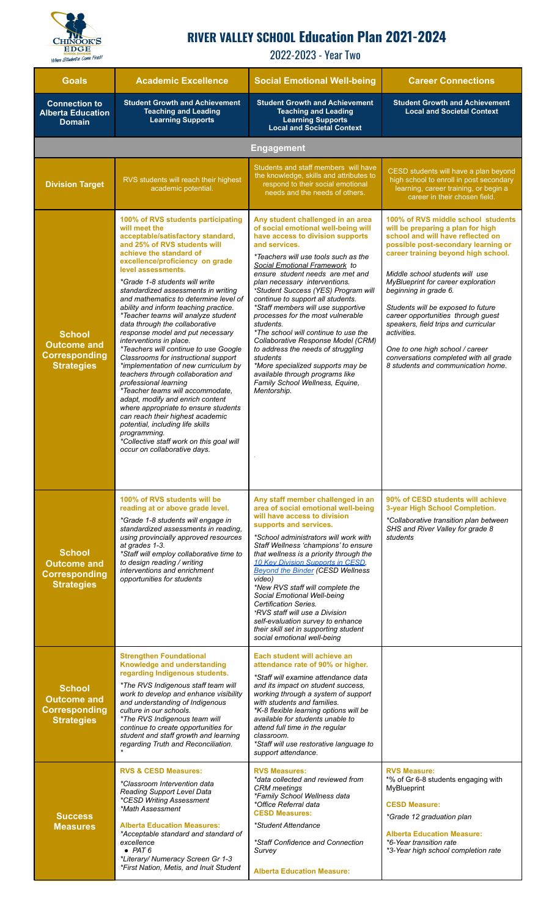# RIVER VALLEY SCHOOL Education Plan 2021-2024

## 2022-2023 - Year Two

| Goals | Academic Excellence | Social Emotional Well-being | Career Connections |
|---|---|---|---|
| **Connection to Alberta Education Domain** | **Student Growth and Achievement**<br>**Teaching and Leading**<br>**Learning Supports** | **Student Growth and Achievement**<br>**Teaching and Leading**<br>**Learning Supports**<br>**Local and Societal Context** | **Student Growth and Achievement**<br>**Local and Societal Context** |
| **Engagement** | | | |
| **Division Target** | RVS students will reach their highest academic potential. | Students and staff members will have the knowledge, skills and attributes to respond to their social emotional needs and the needs of others. | CESD students will have a plan beyond high school to enroll in post secondary learning, career training, or begin a career in their chosen field. |
| **School Outcome and Corresponding Strategies** | **100% of RVS students participating will meet the acceptable/satisfactory standard, and 25% of RVS students will achieve the standard of excellence/proficiency on grade level assessments.**<br>*Grade 1-8 students will write standardized assessments in writing and mathematics to determine level of ability and inform teaching practice.*<br>*\*Teacher teams will analyze student data through the collaborative response model and put necessary interventions in place.*<br>*\*Teachers will continue to use Google Classrooms for instructional support*<br>*\*implementation of new curriculum by teachers through collaboration and professional learning*<br>*\*Teacher teams will accommodate, adapt, modify and enrich content where appropriate to ensure students can reach their highest academic potential, including life skills programming.*<br>*\*Collective staff work on this goal will occur on collaborative days.* | **Any student challenged in an area of social emotional well-being will have access to division supports and services.**<br>*\*Teachers will use tools such as the Social Emotional Framework to ensure student needs are met and plan necessary interventions.*<br>*\*Student Success (YES) Program will continue to support all students.*<br>*\*Staff members will use supportive processes for the most vulnerable students.*<br>*\*The school will continue to use the Collaborative Response Model (CRM) to address the needs of struggling students*<br>*\*More specialized supports may be available through programs like Family School Wellness, Equine, Mentorship.* | **100% of RVS middle school students will be preparing a plan for high school and will have reflected on possible post-secondary learning or career training beyond high school.**<br>*Middle school students will use MyBlueprint for career exploration beginning in grade 6.*<br>*Students will be exposed to future career opportunities through guest speakers, field trips and curricular activities.*<br>*One to one high school / career conversations completed with all grade 8 students and communication home.* |
| **School Outcome and Corresponding Strategies** | **100% of RVS students will be reading at or above grade level.**<br>*\*Grade 1-8 students will engage in standardized assessments in reading, using provincially approved resources at grades 1-3.*<br>*\*Staff will employ collaborative time to to design reading / writing interventions and enrichment opportunities for students* | **Any staff member challenged in an area of social emotional well-being will have access to division supports and services.**<br>*\*School administrators will work with Staff Wellness 'champions' to ensure that wellness is a priority through the 10 Key Division Supports in CESD, Beyond the Binder (CESD Wellness video)*<br>*\*New RVS staff will complete the Social Emotional Well-being Certification Series.*<br>*\*RVS staff will use a Division self-evaluation survey to enhance their skill set in supporting student social emotional well-being* | **90% of CESD students will achieve 3-year High School Completion.**<br>*\*Collaborative transition plan between SHS and River Valley for grade 8 students* |
| **School Outcome and Corresponding Strategies** | **Strengthen Foundational Knowledge and understanding regarding Indigenous students.**<br>*\*The RVS Indigenous staff team will work to develop and enhance visibility and understanding of Indigenous culture in our schools.*<br>*\*The RVS Indigenous team will continue to create opportunities for student and staff growth and learning regarding Truth and Reconciliation.*<br>* | **Each student will achieve an attendance rate of 90% or higher.**<br>*\*Staff will examine attendance data and its impact on student success, working through a system of support with students and families.*<br>*\*K-8 flexible learning options will be available for students unable to attend full time in the regular classroom.*<br>*\*Staff will use restorative language to support attendance.* | |
| **Success Measures** | **RVS & CESD Measures:**<br>*\*Classroom Intervention data*<br>*Reading Support Level Data*<br>*\*CESD Writing Assessment*<br>*\*Math Assessment*<br>**Alberta Education Measures:**<br>*\*Acceptable standard and standard of excellence*<br>• *PAT 6*<br>*\*Literary/ Numeracy Screen Gr 1-3*<br>*\*First Nation, Metis, and Inuit Student* | **RVS Measures:**<br>*\*data collected and reviewed from CRM meetings*<br>*\*Family School Wellness data*<br>*\*Office Referral data*<br>**CESD Measures:**<br>*\*Student Attendance*<br>*\*Staff Confidence and Connection Survey*<br>**Alberta Education Measure:** | **RVS Measure:**<br>*\*% of Gr 6-8 students engaging with MyBlueprint*<br>**CESD Measure:**<br>*\*Grade 12 graduation plan*<br>**Alberta Education Measure:**<br>*\*6-Year transition rate*<br>*\*3-Year high school completion rate* |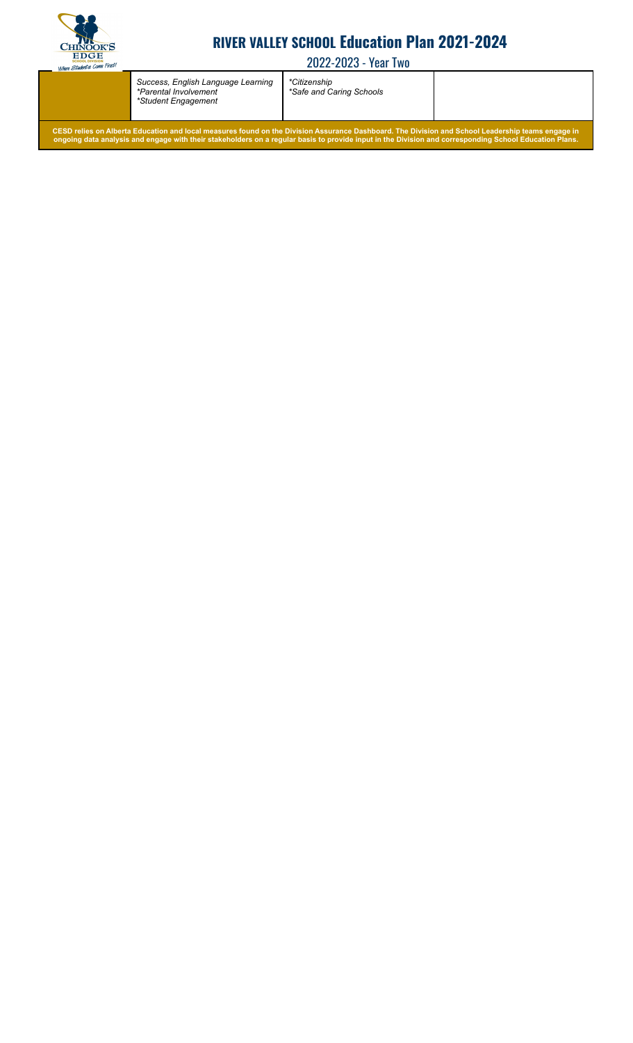# RIVER VALLEY SCHOOL Education Plan 2021-2024

2022-2023 - Year Two

| | | | |
|---|---|---|---|
| | *Success, English Language Learning*<br>*\*Parental Involvement*<br>*\*Student Engagement* | *\*Citizenship*<br>*\*Safe and Caring Schools* | |

**CESD relies on Alberta Education and local measures found on the Division Assurance Dashboard. The Division and School Leadership teams engage in ongoing data analysis and engage with their stakeholders on a regular basis to provide input in the Division and corresponding School Education Plans.**